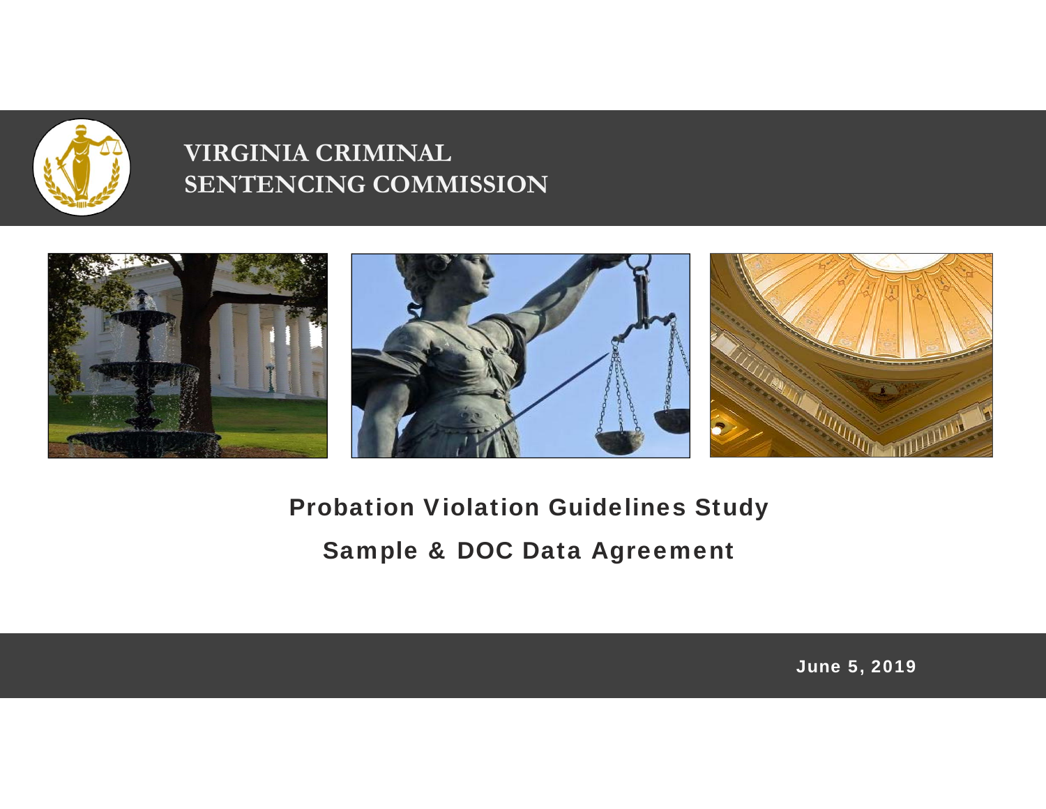# VIRGINIA CRIMINAL SENTENCING COMMISSION

## Probation Violation Guidelines Study

## Sample & DOC Data Agreement

June 5, 2019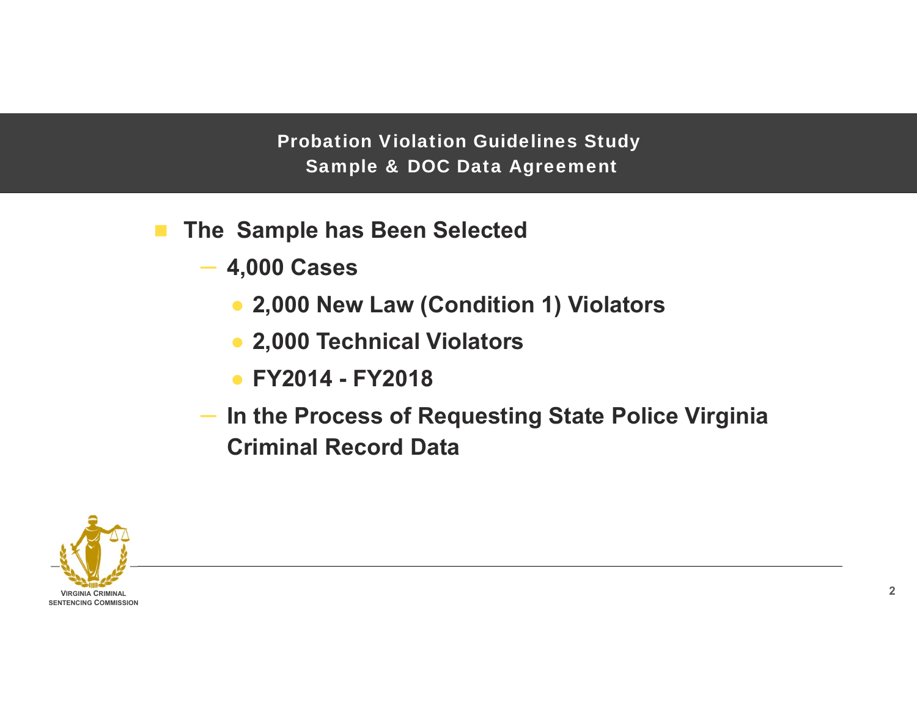## Probation Violation Guidelines Study
## Sample & DOC Data Agreement

- **The Sample has Been Selected**
  - **4,000 Cases**
    - **2,000 New Law (Condition 1) Violators**
    - **2,000 Technical Violators**
    - **FY2014 - FY2018**
  - **In the Process of Requesting State Police Virginia Criminal Record Data**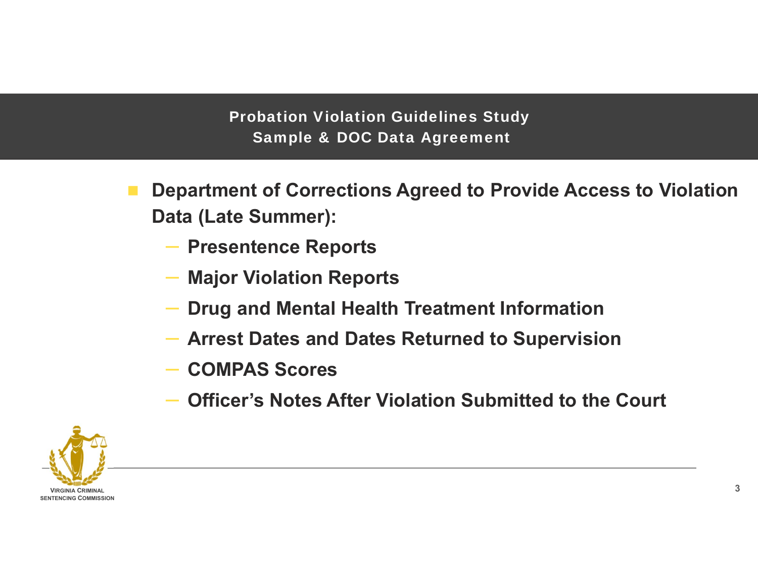## Probation Violation Guidelines Study
### Sample & DOC Data Agreement

- **Department of Corrections Agreed to Provide Access to Violation Data (Late Summer):**
  - **Presentence Reports**
  - **Major Violation Reports**
  - **Drug and Mental Health Treatment Information**
  - **Arrest Dates and Dates Returned to Supervision**
  - **COMPAS Scores**
  - **Officer's Notes After Violation Submitted to the Court**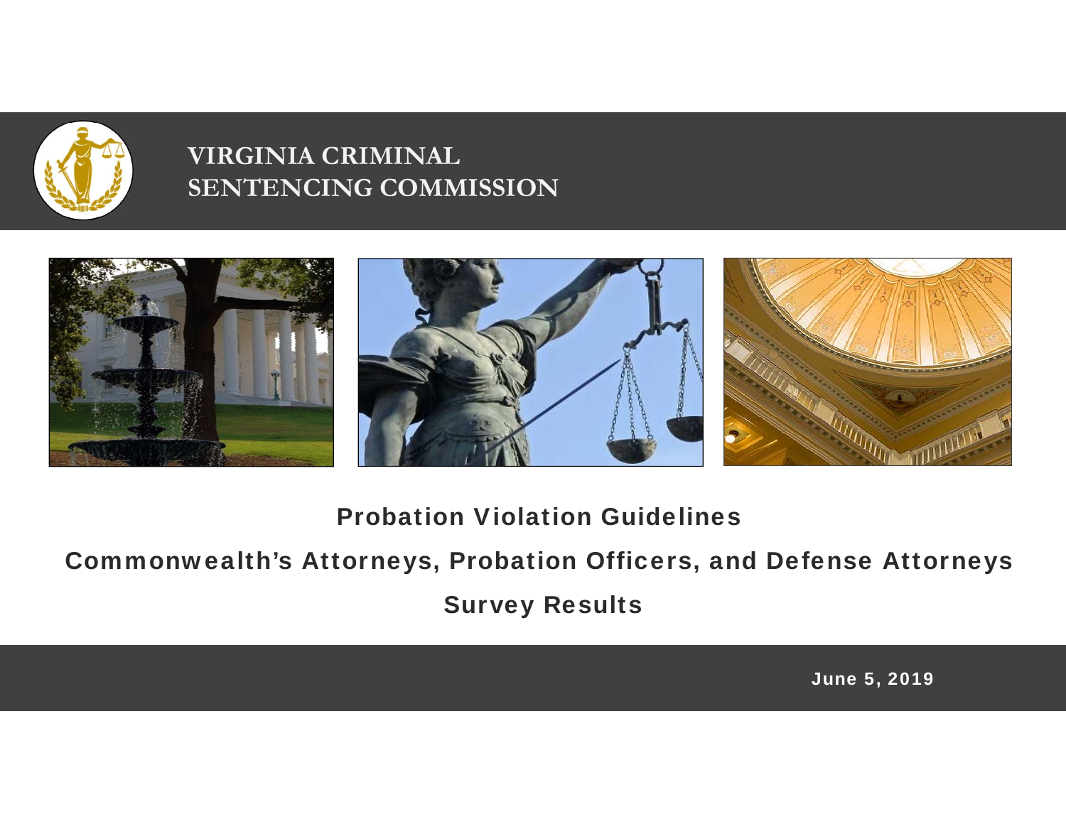# VIRGINIA CRIMINAL SENTENCING COMMISSION

## Probation Violation Guidelines

## Commonwealth's Attorneys, Probation Officers, and Defense Attorneys

## Survey Results

June 5, 2019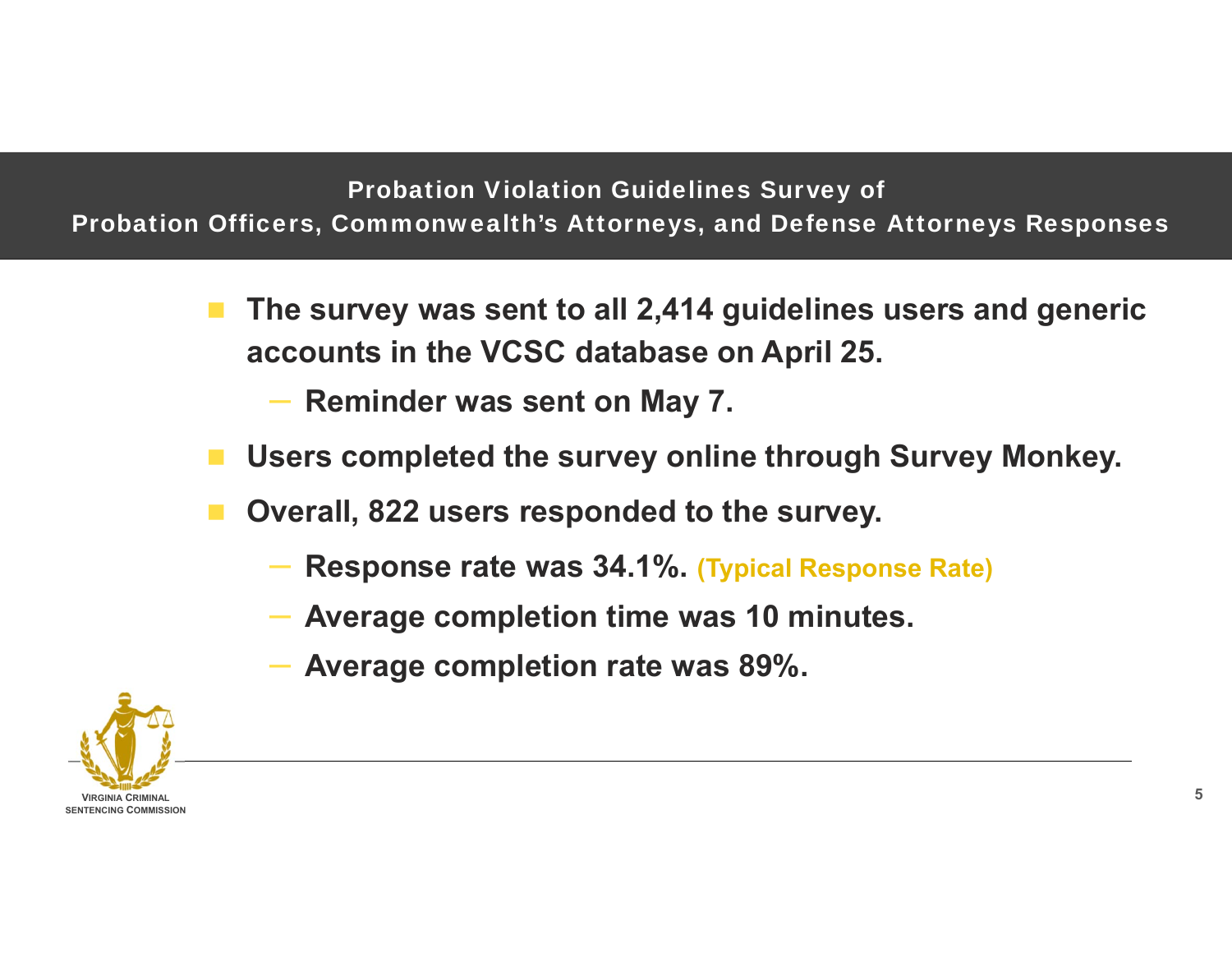## Probation Violation Guidelines Survey of Probation Officers, Commonwealth's Attorneys, and Defense Attorneys Responses

- The survey was sent to all 2,414 guidelines users and generic accounts in the VCSC database on April 25.
  - Reminder was sent on May 7.
- Users completed the survey online through Survey Monkey.
- Overall, 822 users responded to the survey.
  - Response rate was 34.1%. (Typical Response Rate)
  - Average completion time was 10 minutes.
  - Average completion rate was 89%.

VIRGINIA CRIMINAL SENTENCING COMMISSION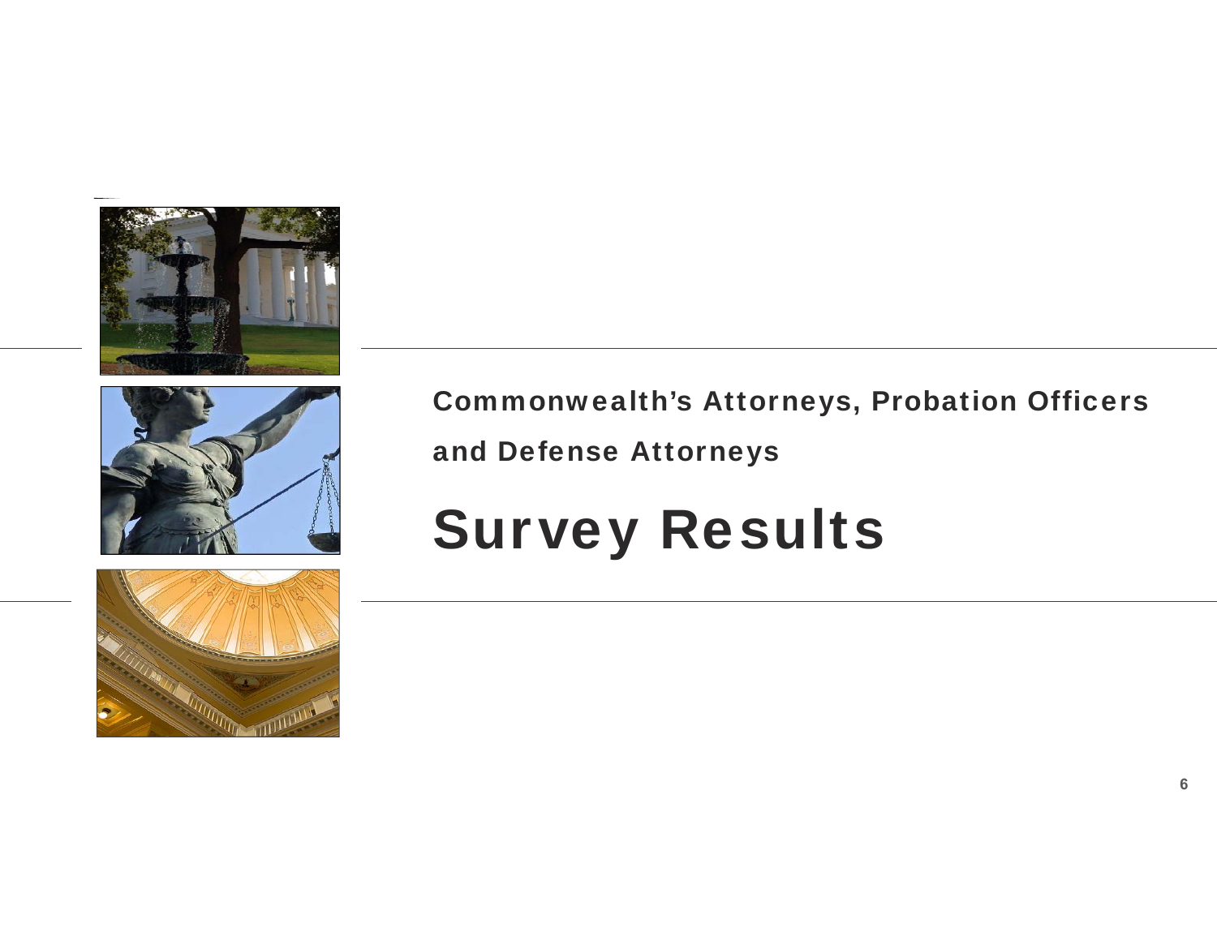**Commonwealth's Attorneys, Probation Officers and Defense Attorneys**

# Survey Results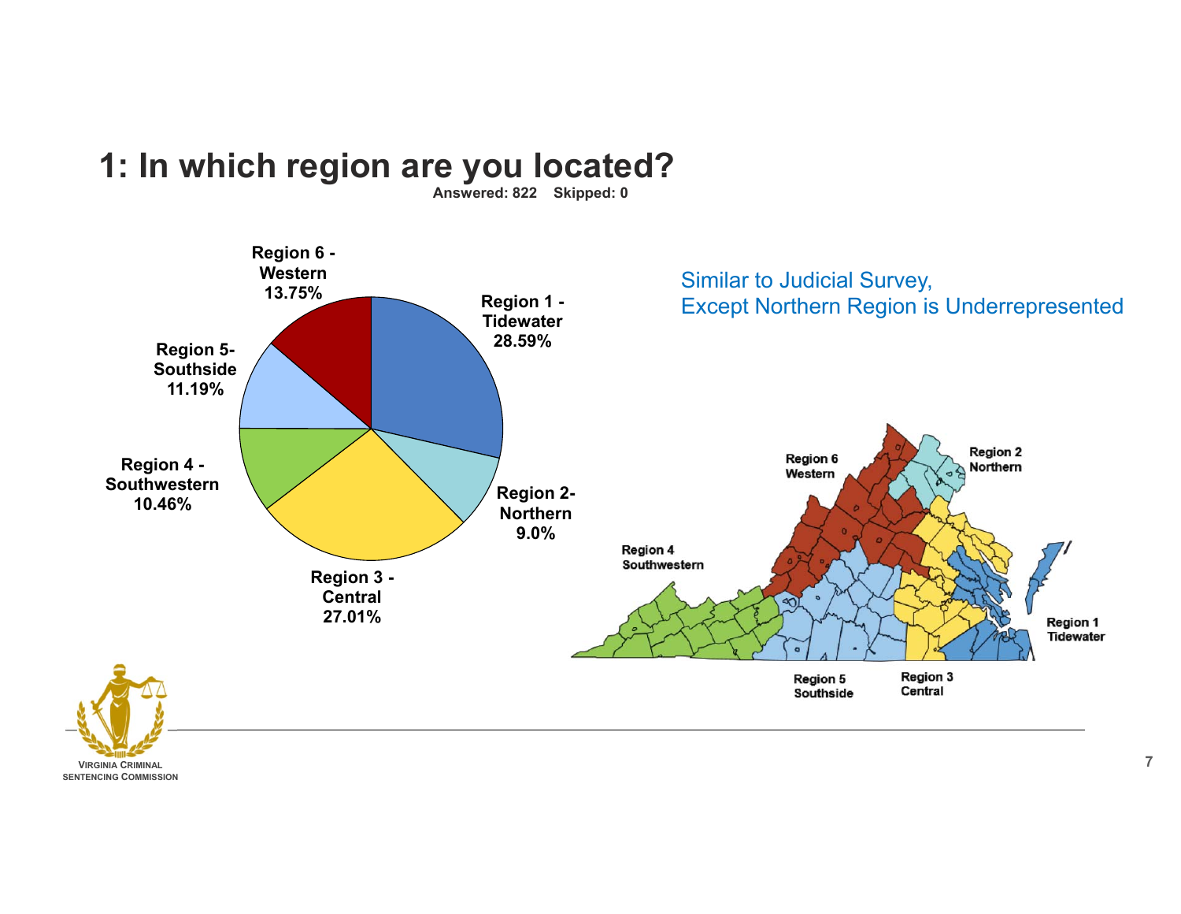# 1: In which region are you located?

**Answered: 822 Skipped: 0**

| Region | Percent |
| --- | --- |
| Region 1 - Tidewater | 28.59% |
| Region 2- Northern | 9.0% |
| Region 3 - Central | 27.01% |
| Region 4 - Southwestern | 10.46% |
| Region 5- Southside | 11.19% |
| Region 6 - Western | 13.75% |

Similar to Judicial Survey,
Except Northern Region is Underrepresented

Region 6 Western
Region 2 Northern
Region 4 Southwestern
Region 1 Tidewater
Region 5 Southside
Region 3 Central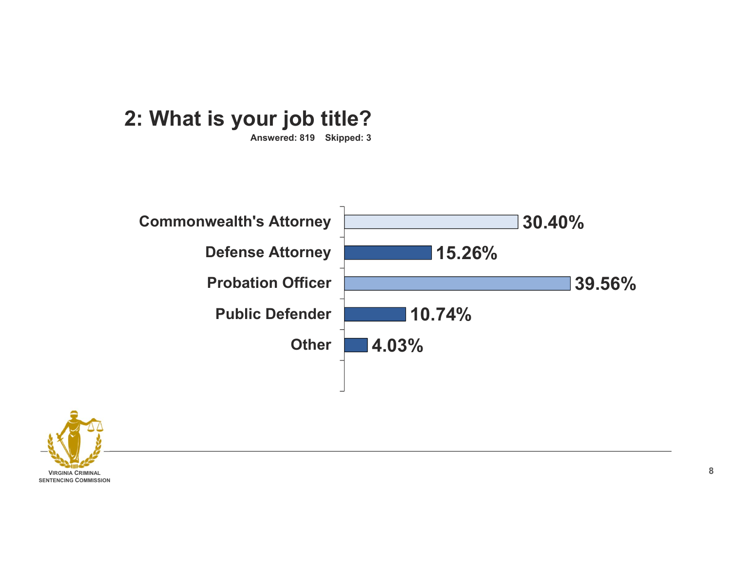## 2: What is your job title?

**Answered: 819 Skipped: 3**

| Job Title | Percent |
|---|---|
| Commonwealth's Attorney | 30.40% |
| Defense Attorney | 15.26% |
| Probation Officer | 39.56% |
| Public Defender | 10.74% |
| Other | 4.03% |

VIRGINIA CRIMINAL SENTENCING COMMISSION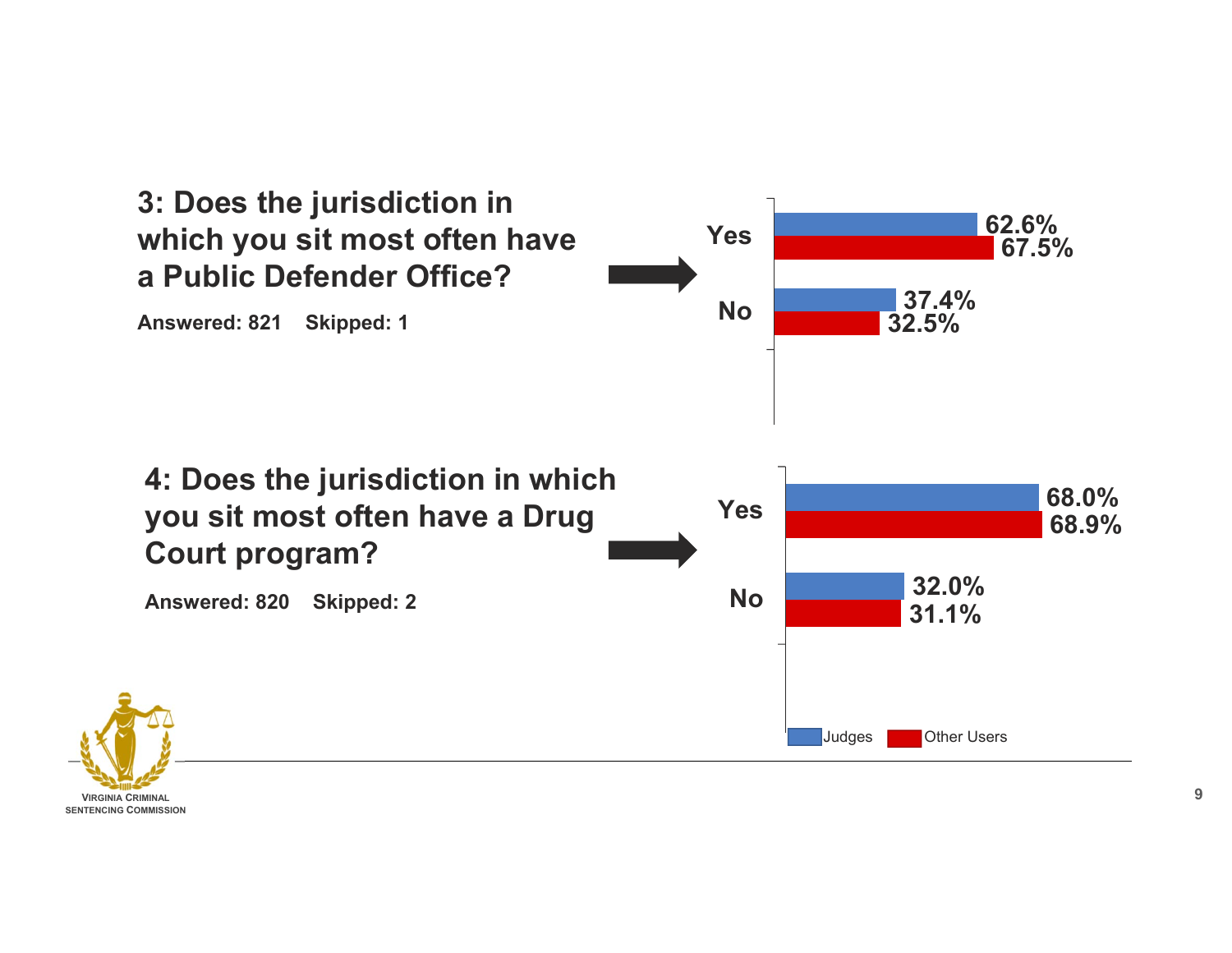## 3: Does the jurisdiction in which you sit most often have a Public Defender Office?

**Answered: 821 Skipped: 1**

| | Judges | Other Users |
|---|---|---|
| Yes | 62.6% | 67.5% |
| No | 37.4% | 32.5% |

## 4: Does the jurisdiction in which you sit most often have a Drug Court program?

**Answered: 820 Skipped: 2**

| | Judges | Other Users |
|---|---|---|
| Yes | 68.0% | 68.9% |
| No | 32.0% | 31.1% |

VIRGINIA CRIMINAL SENTENCING COMMISSION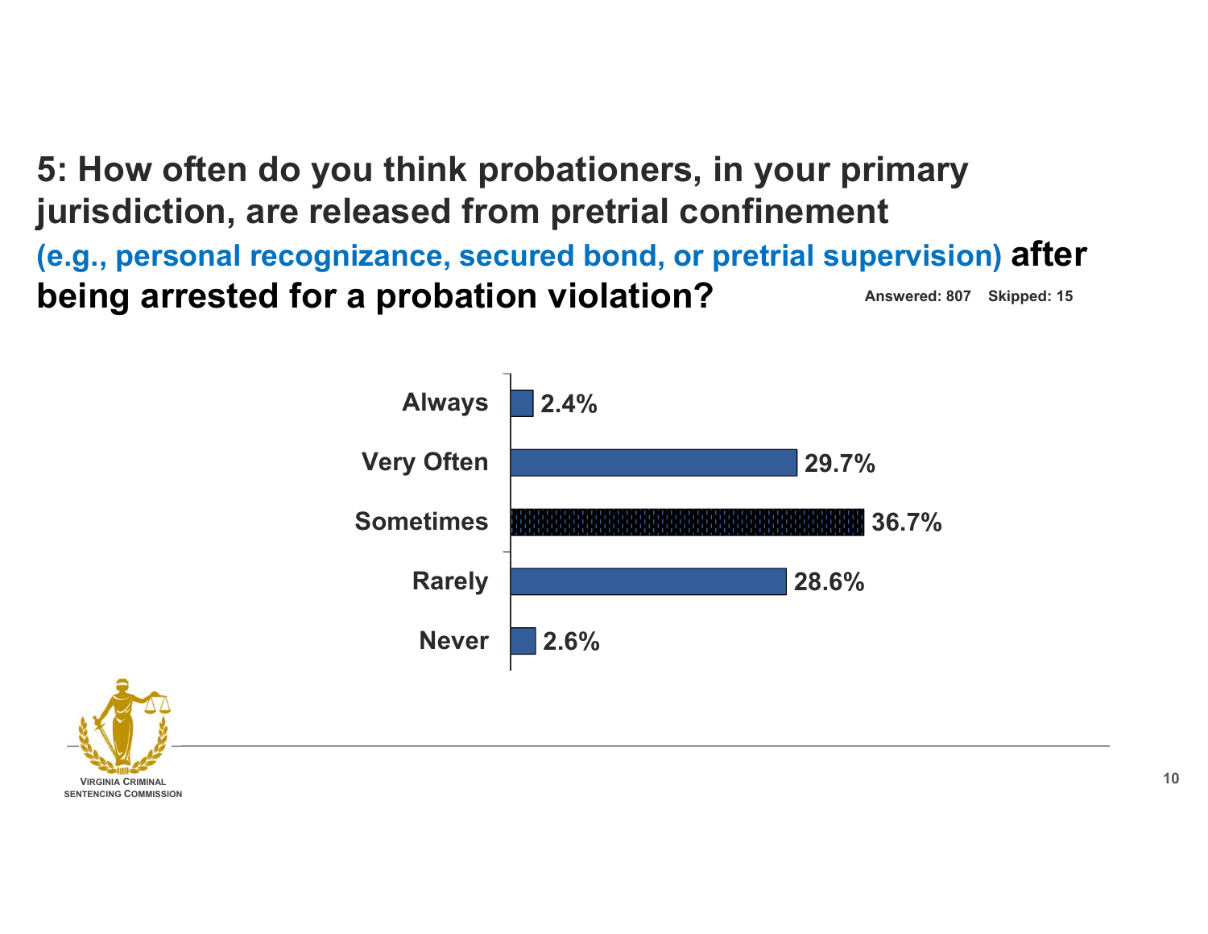## 5: How often do you think probationers, in your primary jurisdiction, are released from pretrial confinement (e.g., personal recognizance, secured bond, or pretrial supervision) after being arrested for a probation violation?

Answered: 807 Skipped: 15

| Response | Percent |
| --- | --- |
| Always | 2.4% |
| Very Often | 29.7% |
| Sometimes | 36.7% |
| Rarely | 28.6% |
| Never | 2.6% |

VIRGINIA CRIMINAL SENTENCING COMMISSION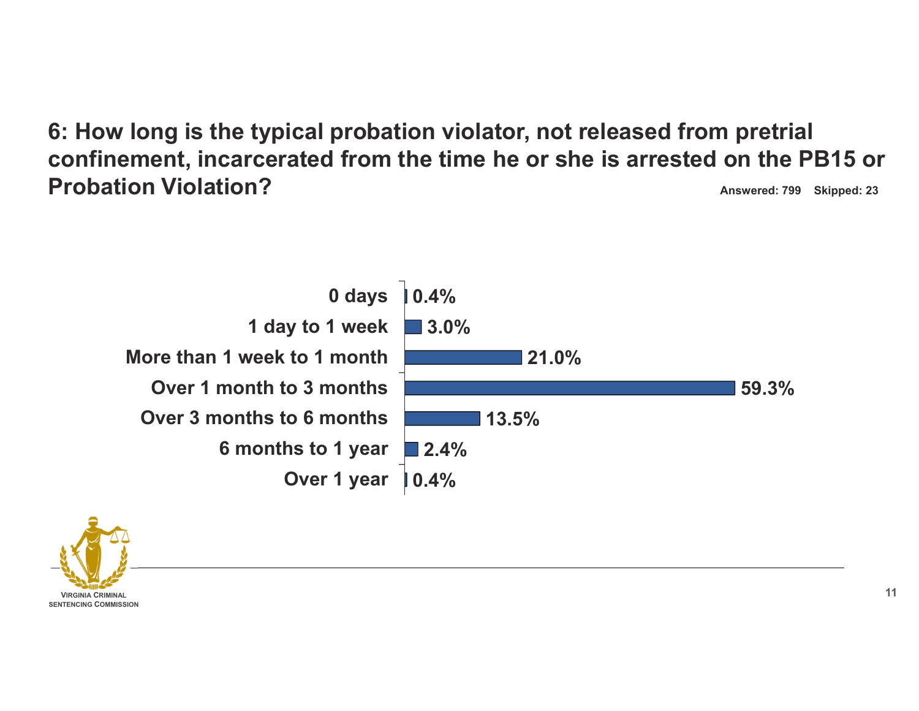## 6: How long is the typical probation violator, not released from pretrial confinement, incarcerated from the time he or she is arrested on the PB15 or Probation Violation?

**Answered: 799 Skipped: 23**

| Response | Percent |
| --- | --- |
| 0 days | 0.4% |
| 1 day to 1 week | 3.0% |
| More than 1 week to 1 month | 21.0% |
| Over 1 month to 3 months | 59.3% |
| Over 3 months to 6 months | 13.5% |
| 6 months to 1 year | 2.4% |
| Over 1 year | 0.4% |

Virginia Criminal Sentencing Commission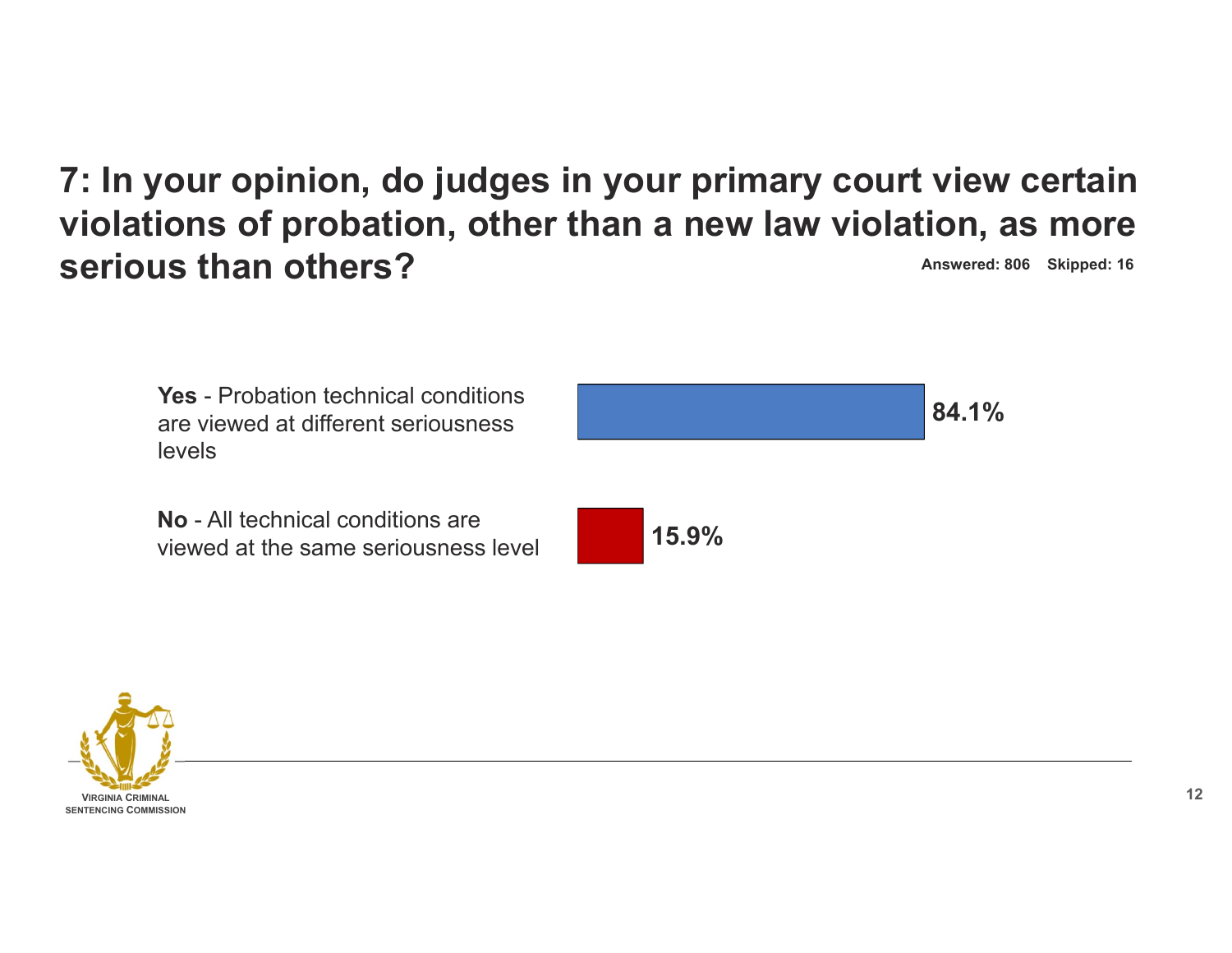# 7: In your opinion, do judges in your primary court view certain violations of probation, other than a new law violation, as more serious than others?

**Answered: 806 Skipped: 16**

| Response | Percent |
| --- | --- |
| **Yes** - Probation technical conditions are viewed at different seriousness levels | 84.1% |
| **No** - All technical conditions are viewed at the same seriousness level | 15.9% |

VIRGINIA CRIMINAL SENTENCING COMMISSION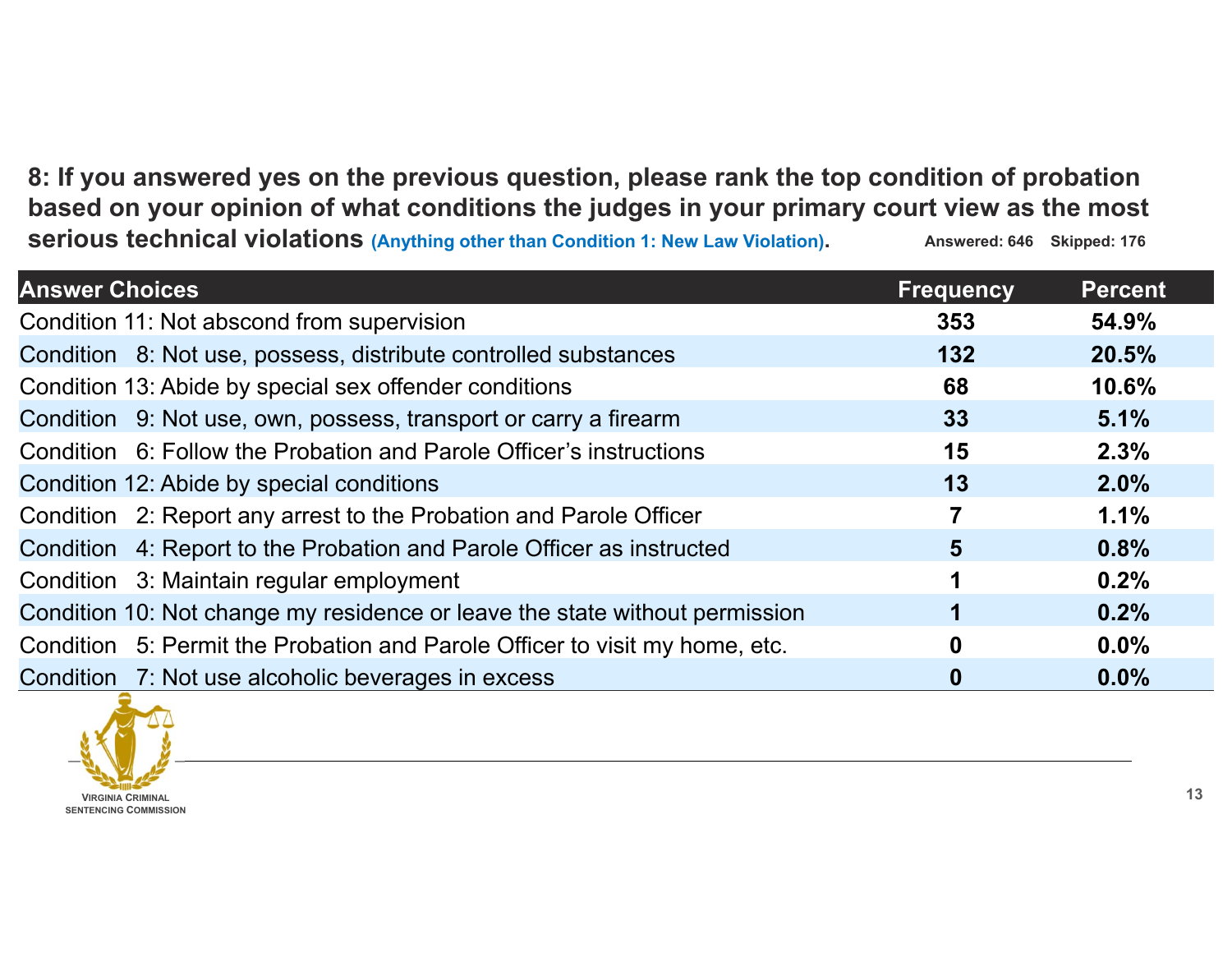**8: If you answered yes on the previous question, please rank the top condition of probation based on your opinion of what conditions the judges in your primary court view as the most serious technical violations (Anything other than Condition 1: New Law Violation).** Answered: 646 Skipped: 176

| Answer Choices | Frequency | Percent |
|---|---|---|
| Condition 11: Not abscond from supervision | **353** | **54.9%** |
| Condition 8: Not use, possess, distribute controlled substances | **132** | **20.5%** |
| Condition 13: Abide by special sex offender conditions | **68** | **10.6%** |
| Condition 9: Not use, own, possess, transport or carry a firearm | **33** | **5.1%** |
| Condition 6: Follow the Probation and Parole Officer's instructions | **15** | **2.3%** |
| Condition 12: Abide by special conditions | **13** | **2.0%** |
| Condition 2: Report any arrest to the Probation and Parole Officer | **7** | **1.1%** |
| Condition 4: Report to the Probation and Parole Officer as instructed | **5** | **0.8%** |
| Condition 3: Maintain regular employment | **1** | **0.2%** |
| Condition 10: Not change my residence or leave the state without permission | **1** | **0.2%** |
| Condition 5: Permit the Probation and Parole Officer to visit my home, etc. | **0** | **0.0%** |
| Condition 7: Not use alcoholic beverages in excess | **0** | **0.0%** |

Virginia Criminal Sentencing Commission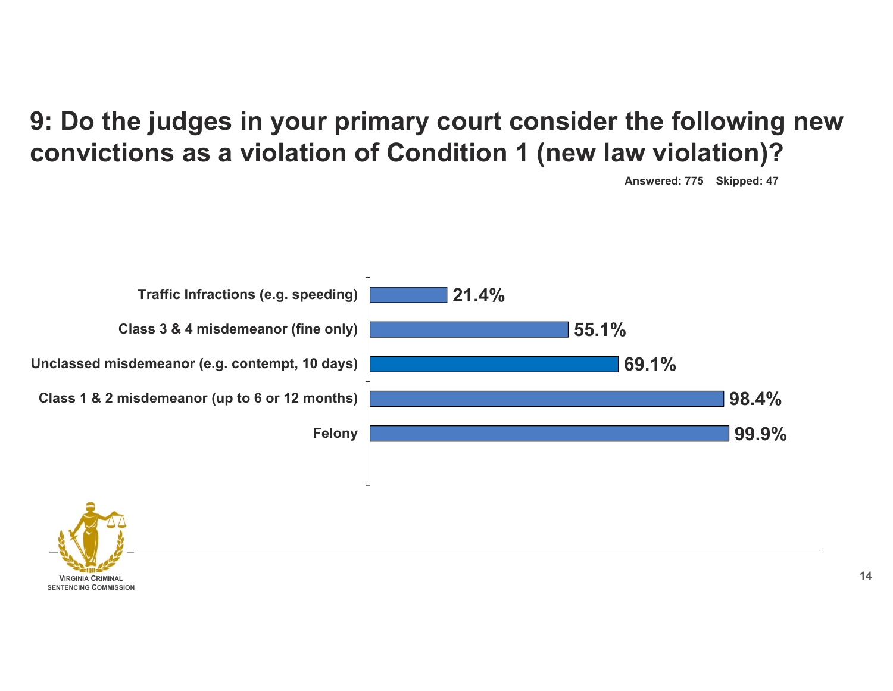# 9: Do the judges in your primary court consider the following new convictions as a violation of Condition 1 (new law violation)?

Answered: 775 Skipped: 47

| Conviction Type | Percent |
| --- | --- |
| Traffic Infractions (e.g. speeding) | 21.4% |
| Class 3 & 4 misdemeanor (fine only) | 55.1% |
| Unclassed misdemeanor (e.g. contempt, 10 days) | 69.1% |
| Class 1 & 2 misdemeanor (up to 6 or 12 months) | 98.4% |
| Felony | 99.9% |

VIRGINIA CRIMINAL SENTENCING COMMISSION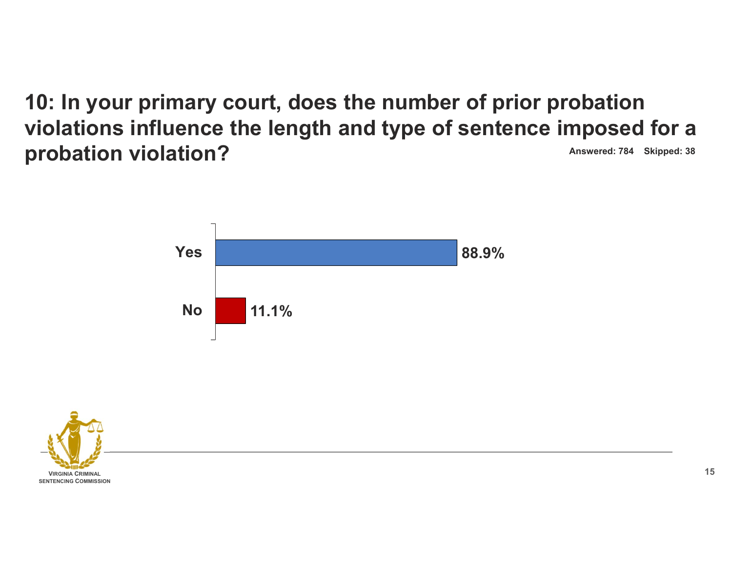## 10: In your primary court, does the number of prior probation violations influence the length and type of sentence imposed for a probation violation?

**Answered: 784 Skipped: 38**

| Response | Percent |
| --- | --- |
| Yes | 88.9% |
| No | 11.1% |

VIRGINIA CRIMINAL SENTENCING COMMISSION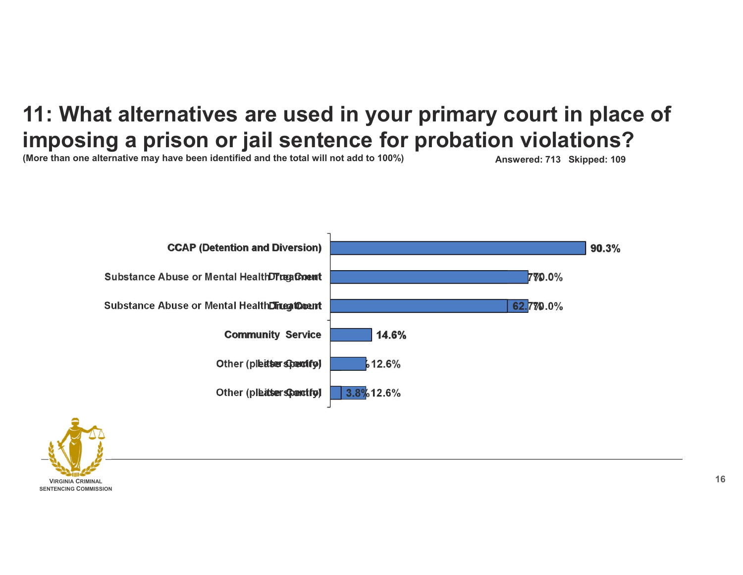# 11: What alternatives are used in your primary court in place of imposing a prison or jail sentence for probation violations?

**(More than one alternative may have been identified and the total will not add to 100%)**

**Answered: 713 Skipped: 109**

| Alternative | Percent |
|---|---|
| CCAP (Detention and Diversion) | 90.3% |
| Substance Abuse or Mental Health Treatment | 70.0% |
| Drug Court | 62.7% |
| Community Service | 14.6% |
| Other (please specify) | 12.6% |
| Litter Control | 3.8% |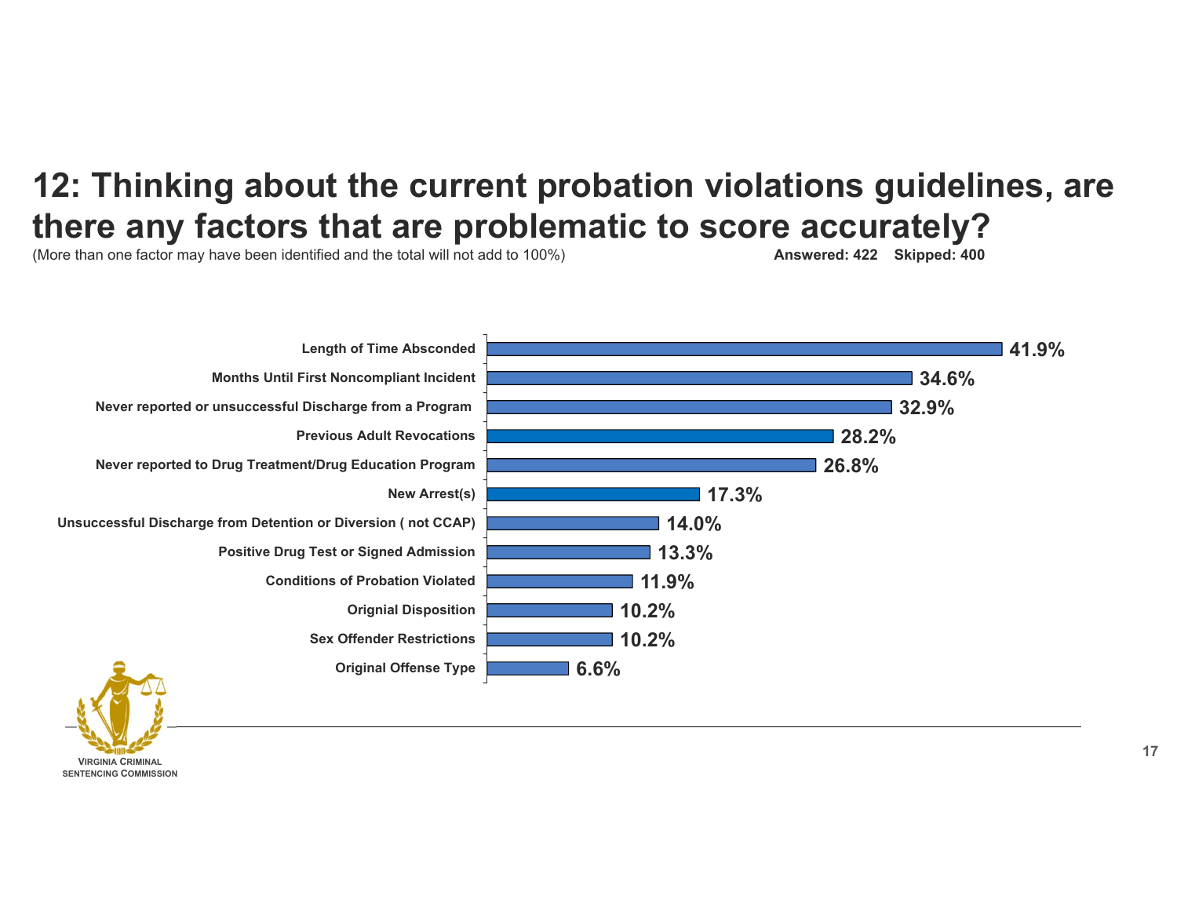# 12: Thinking about the current probation violations guidelines, are there any factors that are problematic to score accurately?

(More than one factor may have been identified and the total will not add to 100%) **Answered: 422 Skipped: 400**

| Factor | Percent |
|---|---|
| Length of Time Absconded | 41.9% |
| Months Until First Noncompliant Incident | 34.6% |
| Never reported or unsuccessful Discharge from a Program | 32.9% |
| Previous Adult Revocations | 28.2% |
| Never reported to Drug Treatment/Drug Education Program | 26.8% |
| New Arrest(s) | 17.3% |
| Unsuccessful Discharge from Detention or Diversion ( not CCAP) | 14.0% |
| Positive Drug Test or Signed Admission | 13.3% |
| Conditions of Probation Violated | 11.9% |
| Orignial Disposition | 10.2% |
| Sex Offender Restrictions | 10.2% |
| Original Offense Type | 6.6% |

VIRGINIA CRIMINAL SENTENCING COMMISSION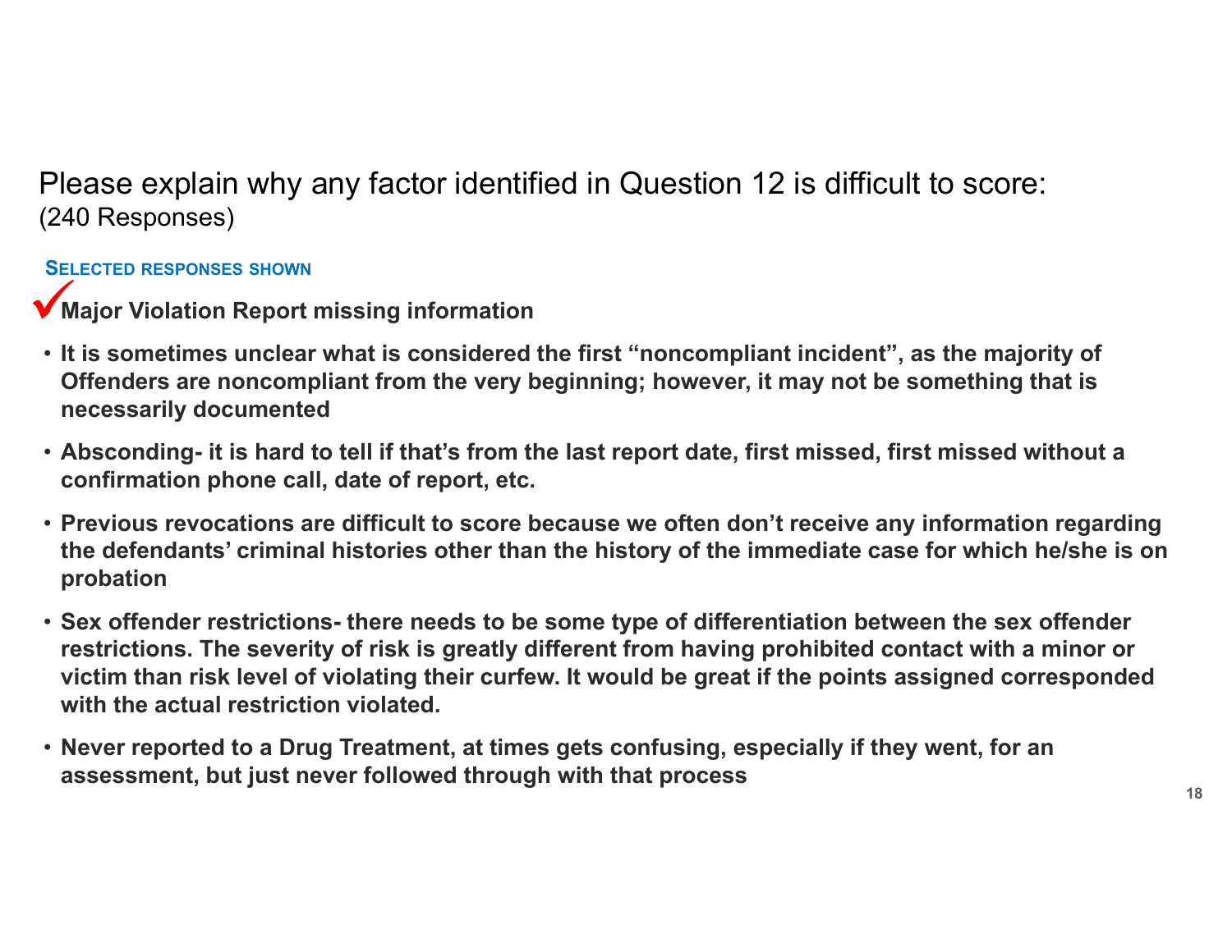## Please explain why any factor identified in Question 12 is difficult to score:

(240 Responses)

**SELECTED RESPONSES SHOWN**

✓ **Major Violation Report missing information**

- **It is sometimes unclear what is considered the first "noncompliant incident", as the majority of Offenders are noncompliant from the very beginning; however, it may not be something that is necessarily documented**
- **Absconding- it is hard to tell if that's from the last report date, first missed, first missed without a confirmation phone call, date of report, etc.**
- **Previous revocations are difficult to score because we often don't receive any information regarding the defendants' criminal histories other than the history of the immediate case for which he/she is on probation**
- **Sex offender restrictions- there needs to be some type of differentiation between the sex offender restrictions. The severity of risk is greatly different from having prohibited contact with a minor or victim than risk level of violating their curfew. It would be great if the points assigned corresponded with the actual restriction violated.**
- **Never reported to a Drug Treatment, at times gets confusing, especially if they went, for an assessment, but just never followed through with that process**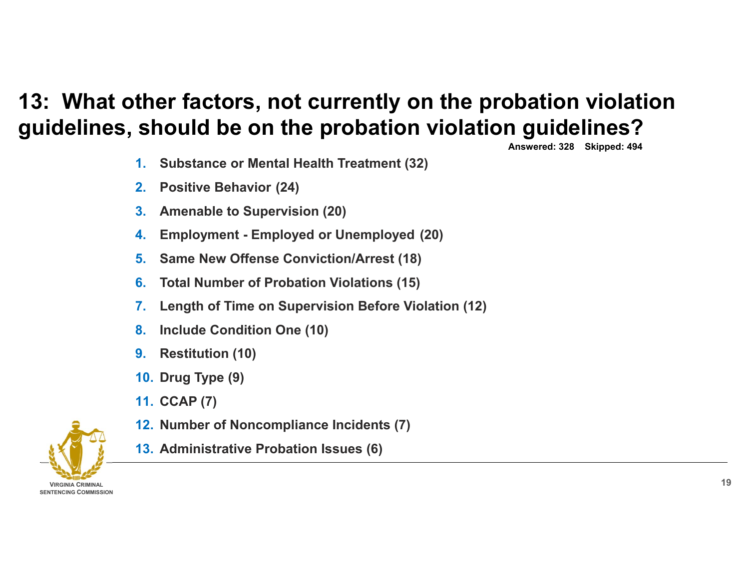# 13: What other factors, not currently on the probation violation guidelines, should be on the probation violation guidelines?

**Answered: 328 Skipped: 494**

1. **Substance or Mental Health Treatment (32)**
2. **Positive Behavior (24)**
3. **Amenable to Supervision (20)**
4. **Employment - Employed or Unemployed (20)**
5. **Same New Offense Conviction/Arrest (18)**
6. **Total Number of Probation Violations (15)**
7. **Length of Time on Supervision Before Violation (12)**
8. **Include Condition One (10)**
9. **Restitution (10)**
10. **Drug Type (9)**
11. **CCAP (7)**
12. **Number of Noncompliance Incidents (7)**
13. **Administrative Probation Issues (6)**

VIRGINIA CRIMINAL SENTENCING COMMISSION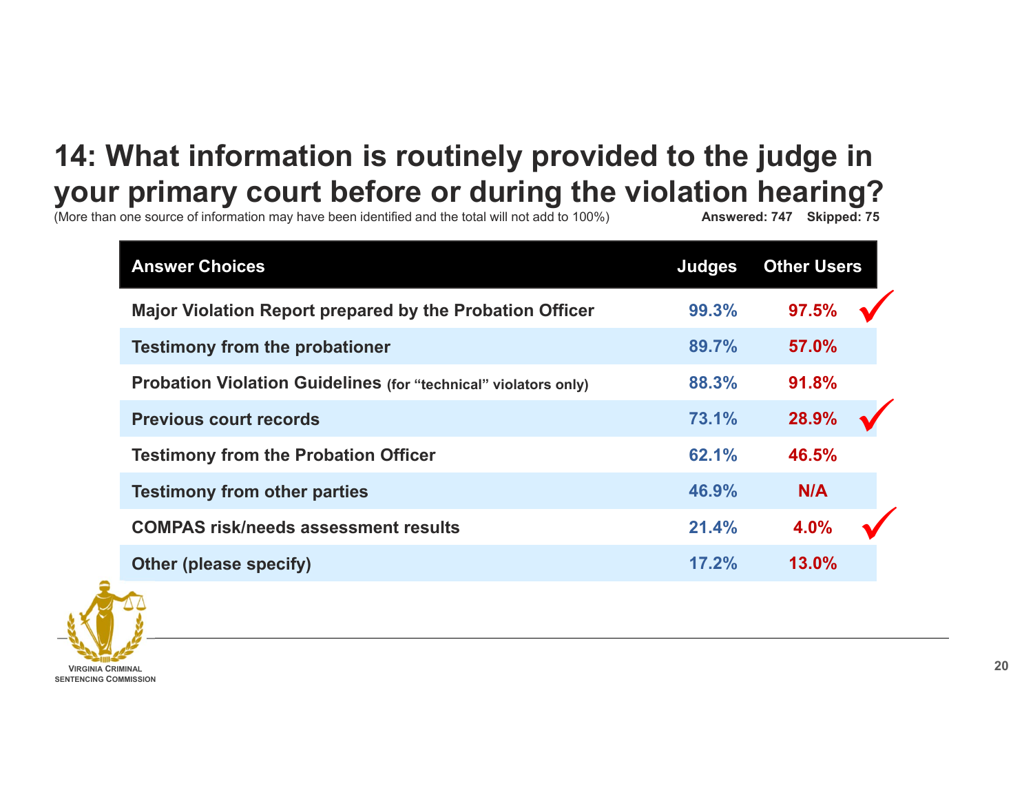# 14: What information is routinely provided to the judge in your primary court before or during the violation hearing?

(More than one source of information may have been identified and the total will not add to 100%) **Answered: 747 Skipped: 75**

| Answer Choices | Judges | Other Users | |
|---|---|---|---|
| Major Violation Report prepared by the Probation Officer | 99.3% | 97.5% | ✓ |
| Testimony from the probationer | 89.7% | 57.0% | |
| Probation Violation Guidelines (for "technical" violators only) | 88.3% | 91.8% | |
| Previous court records | 73.1% | 28.9% | ✓ |
| Testimony from the Probation Officer | 62.1% | 46.5% | |
| Testimony from other parties | 46.9% | N/A | |
| COMPAS risk/needs assessment results | 21.4% | 4.0% | ✓ |
| Other (please specify) | 17.2% | 13.0% | |

VIRGINIA CRIMINAL SENTENCING COMMISSION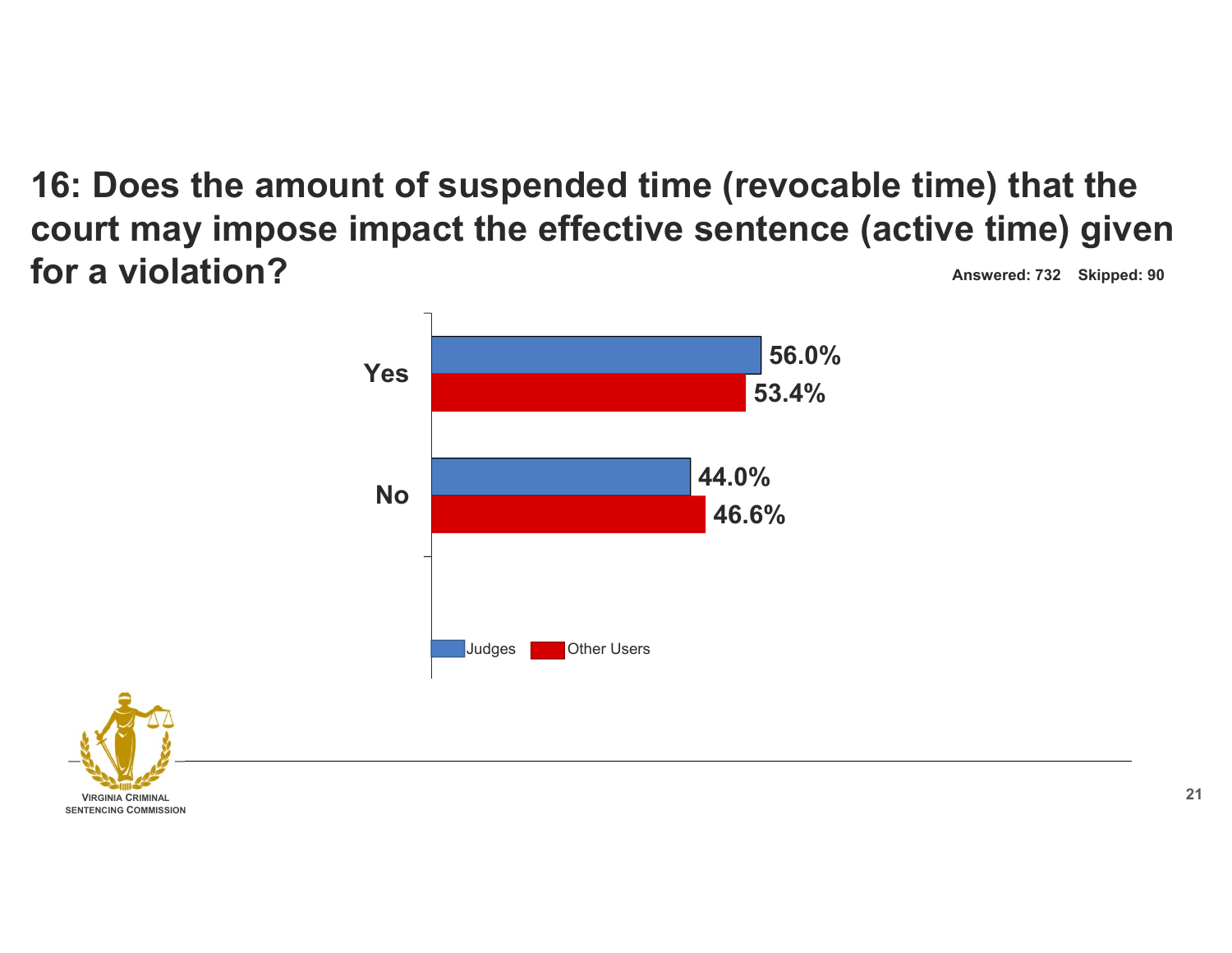# 16: Does the amount of suspended time (revocable time) that the court may impose impact the effective sentence (active time) given for a violation?

**Answered: 732 Skipped: 90**

| | Judges | Other Users |
|---|---|---|
| Yes | 56.0% | 53.4% |
| No | 44.0% | 46.6% |

VIRGINIA CRIMINAL SENTENCING COMMISSION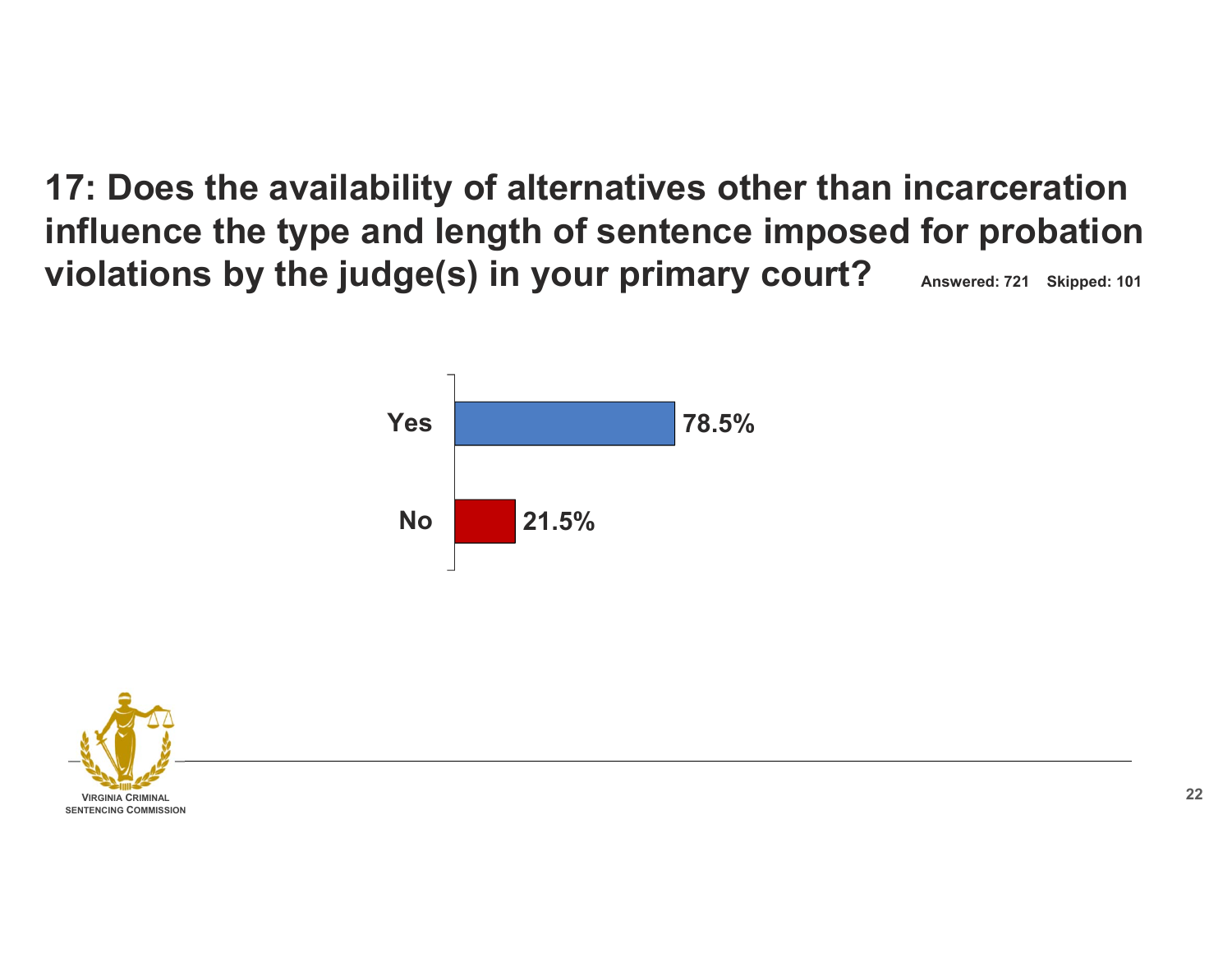# 17: Does the availability of alternatives other than incarceration influence the type and length of sentence imposed for probation violations by the judge(s) in your primary court?

**Answered: 721 Skipped: 101**

| Response | Percent |
| --- | --- |
| Yes | 78.5% |
| No | 21.5% |

VIRGINIA CRIMINAL SENTENCING COMMISSION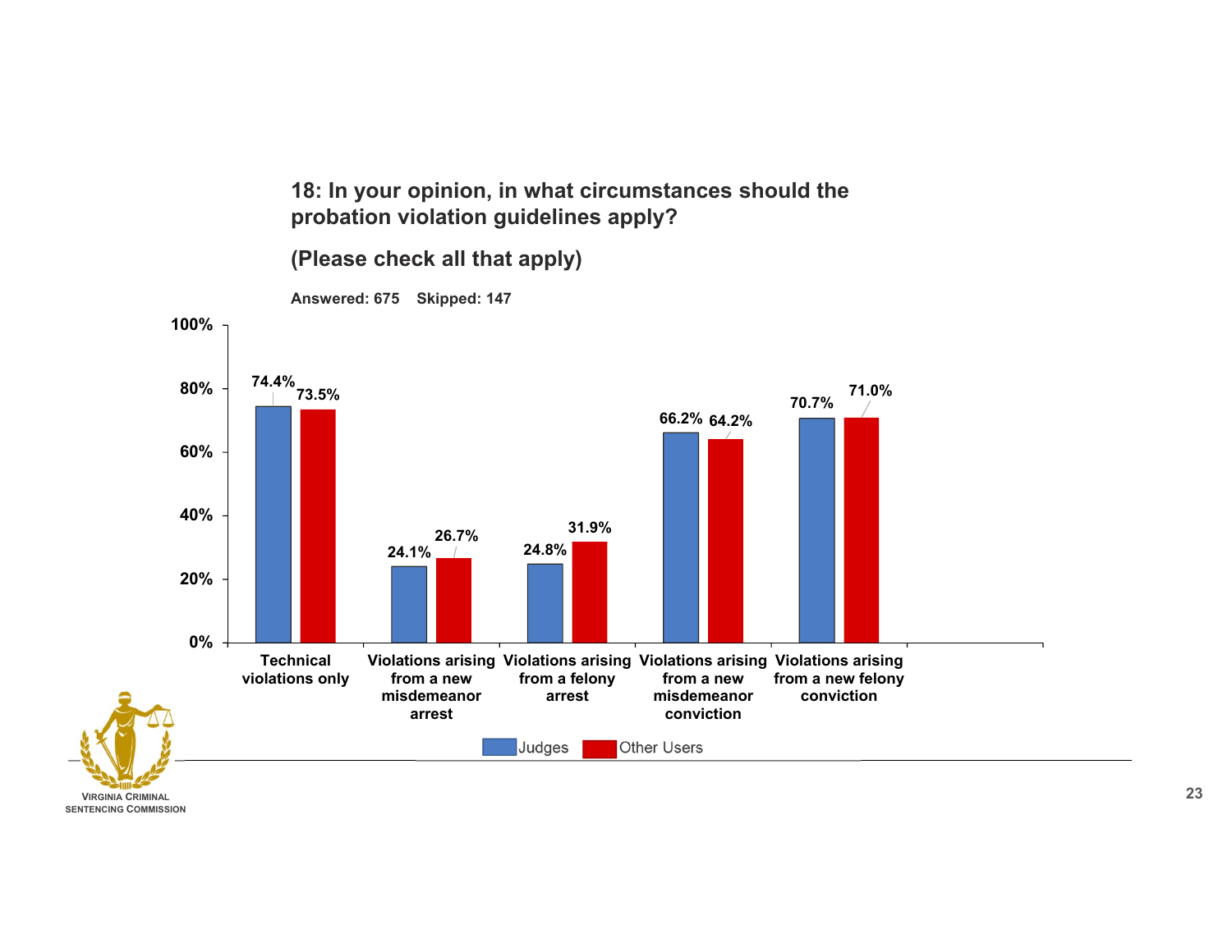## 18: In your opinion, in what circumstances should the probation violation guidelines apply?

**(Please check all that apply)**

**Answered: 675 Skipped: 147**

| | Judges | Other Users |
| --- | --- | --- |
| Technical violations only | 74.4% | 73.5% |
| Violations arising from a new misdemeanor arrest | 24.1% | 26.7% |
| Violations arising from a felony arrest | 24.8% | 31.9% |
| Violations arising from a new misdemeanor conviction | 66.2% | 64.2% |
| Violations arising from a new felony conviction | 70.7% | 71.0% |

VIRGINIA CRIMINAL SENTENCING COMMISSION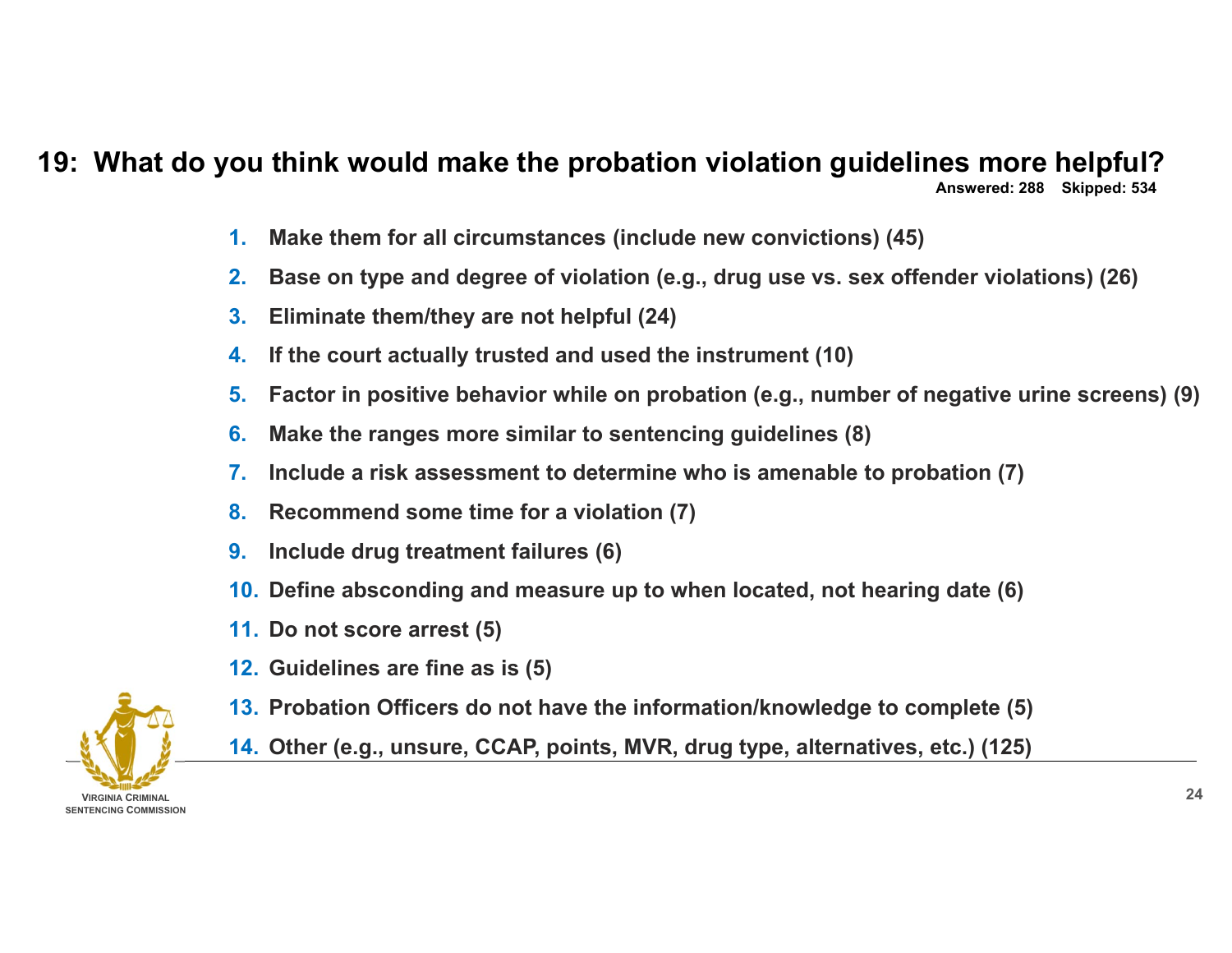## 19: What do you think would make the probation violation guidelines more helpful?

**Answered: 288 Skipped: 534**

1. **Make them for all circumstances (include new convictions) (45)**
2. **Base on type and degree of violation (e.g., drug use vs. sex offender violations) (26)**
3. **Eliminate them/they are not helpful (24)**
4. **If the court actually trusted and used the instrument (10)**
5. **Factor in positive behavior while on probation (e.g., number of negative urine screens) (9)**
6. **Make the ranges more similar to sentencing guidelines (8)**
7. **Include a risk assessment to determine who is amenable to probation (7)**
8. **Recommend some time for a violation (7)**
9. **Include drug treatment failures (6)**
10. **Define absconding and measure up to when located, not hearing date (6)**
11. **Do not score arrest (5)**
12. **Guidelines are fine as is (5)**
13. **Probation Officers do not have the information/knowledge to complete (5)**
14. **Other (e.g., unsure, CCAP, points, MVR, drug type, alternatives, etc.) (125)**

Virginia Criminal Sentencing Commission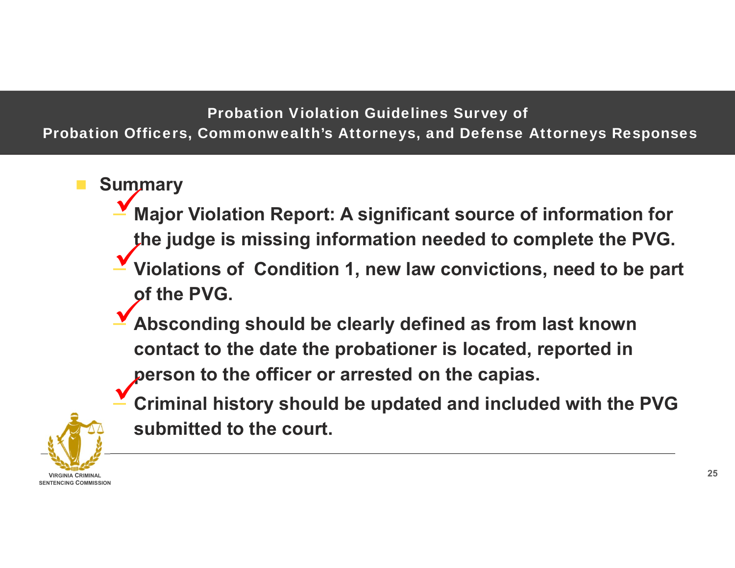## Probation Violation Guidelines Survey of Probation Officers, Commonwealth's Attorneys, and Defense Attorneys Responses

- **Summary**
  - **Major Violation Report: A significant source of information for the judge is missing information needed to complete the PVG.**
  - **Violations of Condition 1, new law convictions, need to be part of the PVG.**
  - **Absconding should be clearly defined as from last known contact to the date the probationer is located, reported in person to the officer or arrested on the capias.**
  - **Criminal history should be updated and included with the PVG submitted to the court.**

VIRGINIA CRIMINAL SENTENCING COMMISSION